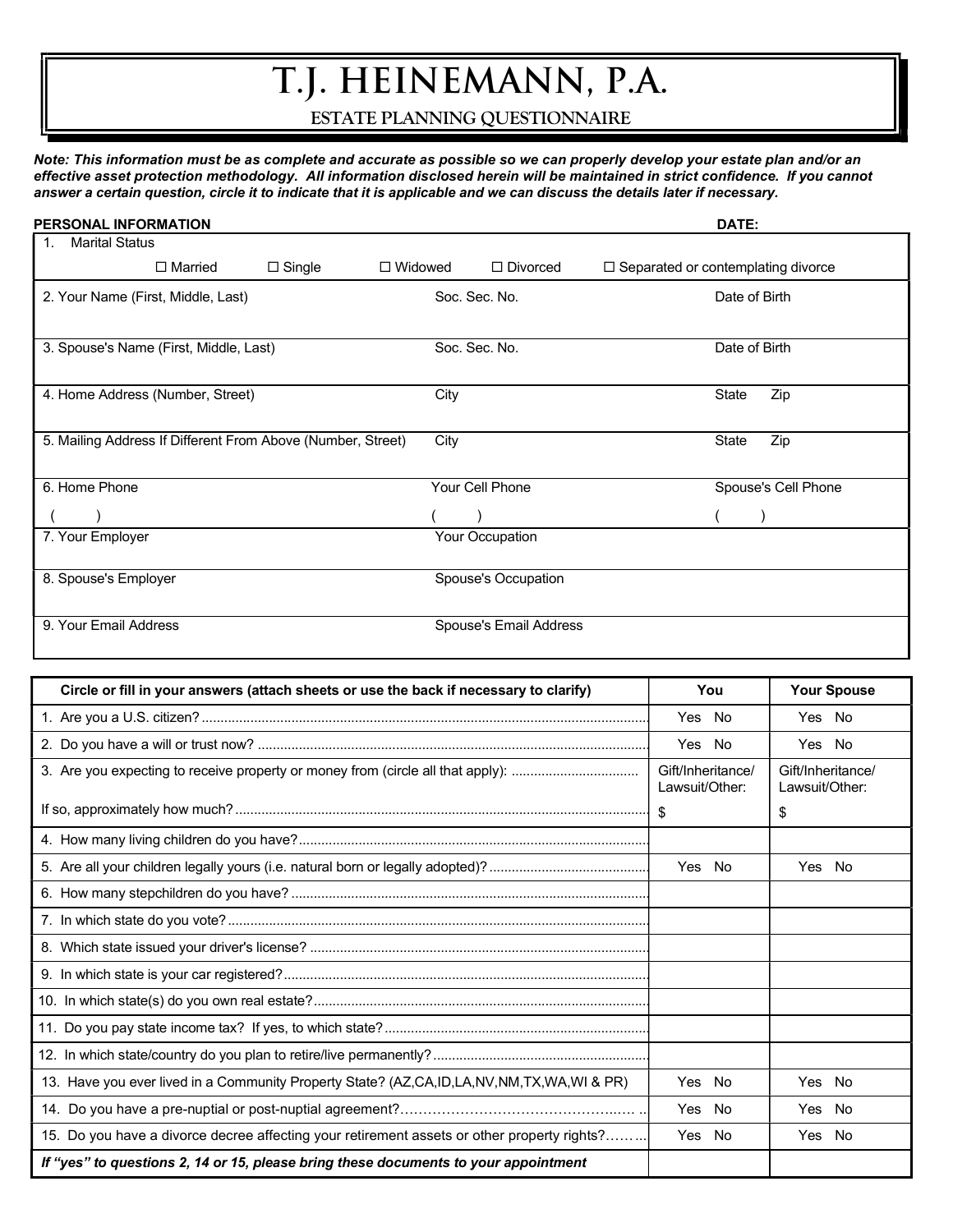# T.J. HEINEMANN, P.A.

## ESTATE PLANNING QUESTIONNAIRE

***Note: This information must be as complete and accurate as possible so we can properly develop your estate plan and/or an effective asset protection methodology. All information disclosed herein will be maintained in strict confidence. If you cannot answer a certain question, circle it to indicate that it is applicable and we can discuss the details later if necessary.***

**PERSONAL INFORMATION** **DATE:**

| | | |
|---|---|---|
| 1. Marital Status ☐ Married ☐ Single ☐ Widowed ☐ Divorced ☐ Separated or contemplating divorce | | |
| 2. Your Name (First, Middle, Last) | Soc. Sec. No. | Date of Birth |
| 3. Spouse's Name (First, Middle, Last) | Soc. Sec. No. | Date of Birth |
| 4. Home Address (Number, Street) | City | State Zip |
| 5. Mailing Address If Different From Above (Number, Street) | City | State Zip |
| 6. Home Phone ( ) | Your Cell Phone ( ) | Spouse's Cell Phone ( ) |
| 7. Your Employer | Your Occupation | |
| 8. Spouse's Employer | Spouse's Occupation | |
| 9. Your Email Address | Spouse's Email Address | |

| Circle or fill in your answers (attach sheets or use the back if necessary to clarify) | You | Your Spouse |
|---|---|---|
| 1. Are you a U.S. citizen? | Yes No | Yes No |
| 2. Do you have a will or trust now? | Yes No | Yes No |
| 3. Are you expecting to receive property or money from (circle all that apply): | Gift/Inheritance/ Lawsuit/Other: | Gift/Inheritance/ Lawsuit/Other: |
| If so, approximately how much? | $ | $ |
| 4. How many living children do you have? | | |
| 5. Are all your children legally yours (i.e. natural born or legally adopted)? | Yes No | Yes No |
| 6. How many stepchildren do you have? | | |
| 7. In which state do you vote? | | |
| 8. Which state issued your driver's license? | | |
| 9. In which state is your car registered? | | |
| 10. In which state(s) do you own real estate? | | |
| 11. Do you pay state income tax? If yes, to which state? | | |
| 12. In which state/country do you plan to retire/live permanently? | | |
| 13. Have you ever lived in a Community Property State? (AZ,CA,ID,LA,NV,NM,TX,WA,WI & PR) | Yes No | Yes No |
| 14. Do you have a pre-nuptial or post-nuptial agreement? | Yes No | Yes No |
| 15. Do you have a divorce decree affecting your retirement assets or other property rights? | Yes No | Yes No |
| ***If "yes" to questions 2, 14 or 15, please bring these documents to your appointment*** | | |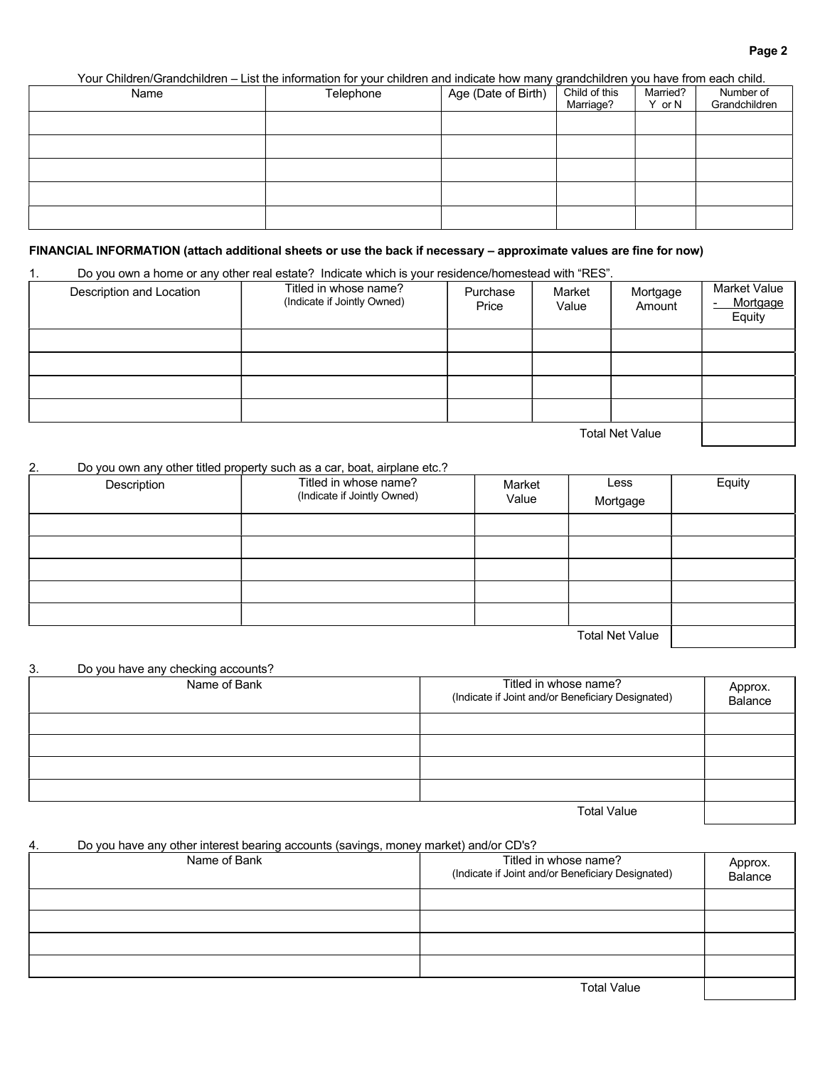Your Children/Grandchildren – List the information for your children and indicate how many grandchildren you have from each child.

| Name | Telephone | Age (Date of Birth) | Child of this Marriage? | Married? Y or N | Number of Grandchildren |
|---|---|---|---|---|---|
| | | | | | |
| | | | | | |
| | | | | | |
| | | | | | |
| | | | | | |

**FINANCIAL INFORMATION (attach additional sheets or use the back if necessary – approximate values are fine for now)**

1. Do you own a home or any other real estate? Indicate which is your residence/homestead with "RES".

| Description and Location | Titled in whose name? (Indicate if Jointly Owned) | Purchase Price | Market Value | Mortgage Amount | Market Value - Mortgage Equity |
|---|---|---|---|---|---|
| | | | | | |
| | | | | | |
| | | | | | |
| | | | | | |
| | | | | Total Net Value | |

2. Do you own any other titled property such as a car, boat, airplane etc.?

| Description | Titled in whose name? (Indicate if Jointly Owned) | Market Value | Less Mortgage | Equity |
|---|---|---|---|---|
| | | | | |
| | | | | |
| | | | | |
| | | | | |
| | | | | |
| | | | Total Net Value | |

3. Do you have any checking accounts?

| Name of Bank | Titled in whose name? (Indicate if Joint and/or Beneficiary Designated) | Approx. Balance |
|---|---|---|
| | | |
| | | |
| | | |
| | | |
| | Total Value | |

4. Do you have any other interest bearing accounts (savings, money market) and/or CD's?

| Name of Bank | Titled in whose name? (Indicate if Joint and/or Beneficiary Designated) | Approx. Balance |
|---|---|---|
| | | |
| | | |
| | | |
| | | |
| | Total Value | |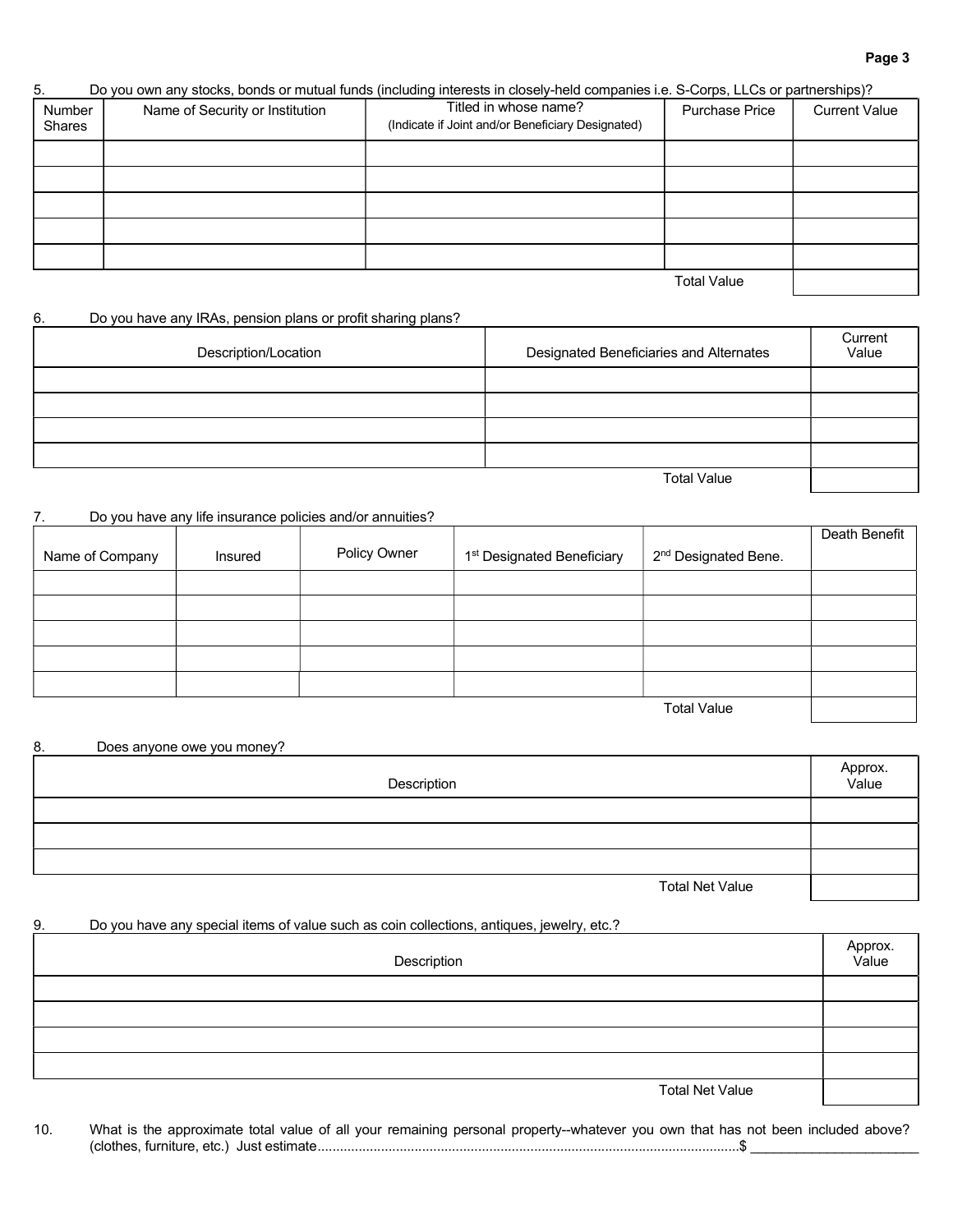5. Do you own any stocks, bonds or mutual funds (including interests in closely-held companies i.e. S-Corps, LLCs or partnerships)?

| Number Shares | Name of Security or Institution | Titled in whose name? (Indicate if Joint and/or Beneficiary Designated) | Purchase Price | Current Value |
|---|---|---|---|---|
| | | | | |
| | | | | |
| | | | | |
| | | | | |
| | | | | |
| | | | Total Value | |

6. Do you have any IRAs, pension plans or profit sharing plans?

| Description/Location | Designated Beneficiaries and Alternates | Current Value |
|---|---|---|
| | | |
| | | |
| | | |
| | | |
| | Total Value | |

7. Do you have any life insurance policies and/or annuities?

| Name of Company | Insured | Policy Owner | 1st Designated Beneficiary | 2nd Designated Bene. | Death Benefit |
|---|---|---|---|---|---|
| | | | | | |
| | | | | | |
| | | | | | |
| | | | | | |
| | | | | | |
| | | | | Total Value | |

8. Does anyone owe you money?

| Description | Approx. Value |
|---|---|
| | |
| | |
| | |
| Total Net Value | |

9. Do you have any special items of value such as coin collections, antiques, jewelry, etc.?

| Description | Approx. Value |
|---|---|
| | |
| | |
| | |
| | |
| Total Net Value | |

10. What is the approximate total value of all your remaining personal property--whatever you own that has not been included above? (clothes, furniture, etc.) Just estimate..........$ ______________________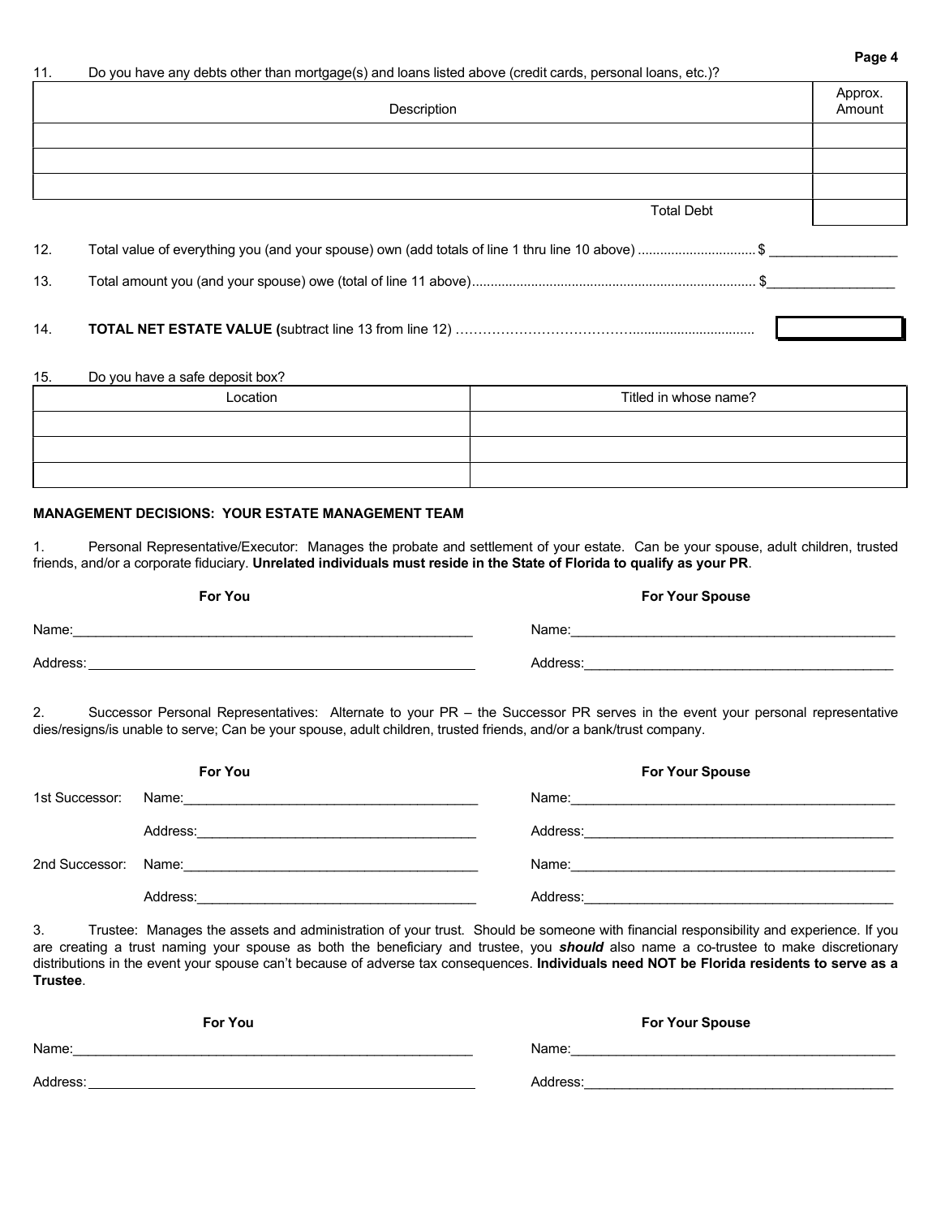11. Do you have any debts other than mortgage(s) and loans listed above (credit cards, personal loans, etc.)?

| Description | Approx. Amount |
|---|---|
| | |
| | |
| | |
| Total Debt | |

12. Total value of everything you (and your spouse) own (add totals of line 1 thru line 10 above) ............................... $ ________________

13. Total amount you (and your spouse) owe (total of line 11 above)........................................................................... $________________

14. **TOTAL NET ESTATE VALUE (**subtract line 13 from line 12) ………………………………….............................. 

15. Do you have a safe deposit box?

| Location | Titled in whose name? |
|---|---|
| | |
| | |
| | |

**MANAGEMENT DECISIONS: YOUR ESTATE MANAGEMENT TEAM**

1. Personal Representative/Executor: Manages the probate and settlement of your estate. Can be your spouse, adult children, trusted friends, and/or a corporate fiduciary. **Unrelated individuals must reside in the State of Florida to qualify as your PR**.

| **For You** | **For Your Spouse** |
|---|---|
| Name:________________________________________ | Name:________________________________________ |
| Address:______________________________________ | Address:______________________________________ |

2. Successor Personal Representatives: Alternate to your PR – the Successor PR serves in the event your personal representative dies/resigns/is unable to serve; Can be your spouse, adult children, trusted friends, and/or a bank/trust company.

| | **For You** | **For Your Spouse** |
|---|---|---|
| 1st Successor: | Name:________________________________ | Name:________________________________ |
| | Address:______________________________ | Address:______________________________ |
| 2nd Successor: | Name:________________________________ | Name:________________________________ |
| | Address:______________________________ | Address:______________________________ |

3. Trustee: Manages the assets and administration of your trust. Should be someone with financial responsibility and experience. If you are creating a trust naming your spouse as both the beneficiary and trustee, you ***should*** also name a co-trustee to make discretionary distributions in the event your spouse can't because of adverse tax consequences. **Individuals need NOT be Florida residents to serve as a Trustee**.

| **For You** | **For Your Spouse** |
|---|---|
| Name:________________________________________ | Name:________________________________________ |
| Address:______________________________________ | Address:______________________________________ |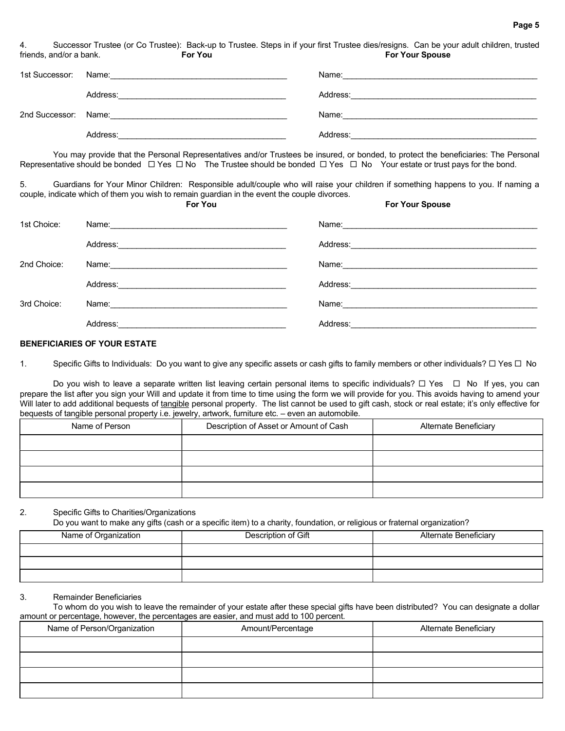4. Successor Trustee (or Co Trustee): Back-up to Trustee. Steps in if your first Trustee dies/resigns. Can be your adult children, trusted friends, and/or a bank.

| | **For You** | **For Your Spouse** |
|---|---|---|
| 1st Successor: | Name:______________________ | Name:______________________ |
| | Address:______________________ | Address:______________________ |
| 2nd Successor: | Name:______________________ | Name:______________________ |
| | Address:______________________ | Address:______________________ |

You may provide that the Personal Representatives and/or Trustees be insured, or bonded, to protect the beneficiaries: The Personal Representative should be bonded ☐ Yes ☐ No The Trustee should be bonded ☐ Yes ☐ No Your estate or trust pays for the bond.

5. Guardians for Your Minor Children: Responsible adult/couple who will raise your children if something happens to you. If naming a couple, indicate which of them you wish to remain guardian in the event the couple divorces.

| | **For You** | **For Your Spouse** |
|---|---|---|
| 1st Choice: | Name:______________________ | Name:______________________ |
| | Address:______________________ | Address:______________________ |
| 2nd Choice: | Name:______________________ | Name:______________________ |
| | Address:______________________ | Address:______________________ |
| 3rd Choice: | Name:______________________ | Name:______________________ |
| | Address:______________________ | Address:______________________ |

**BENEFICIARIES OF YOUR ESTATE**

1. Specific Gifts to Individuals: Do you want to give any specific assets or cash gifts to family members or other individuals? ☐ Yes ☐ No

Do you wish to leave a separate written list leaving certain personal items to specific individuals? ☐ Yes ☐ No If yes, you can prepare the list after you sign your Will and update it from time to time using the form we will provide for you. This avoids having to amend your Will later to add additional bequests of tangible personal property. The list cannot be used to gift cash, stock or real estate; it's only effective for bequests of tangible personal property i.e. jewelry, artwork, furniture etc. – even an automobile.

| Name of Person | Description of Asset or Amount of Cash | Alternate Beneficiary |
|---|---|---|
| | | |
| | | |
| | | |
| | | |

2. Specific Gifts to Charities/Organizations

Do you want to make any gifts (cash or a specific item) to a charity, foundation, or religious or fraternal organization?

| Name of Organization | Description of Gift | Alternate Beneficiary |
|---|---|---|
| | | |
| | | |
| | | |

3. Remainder Beneficiaries

To whom do you wish to leave the remainder of your estate after these special gifts have been distributed? You can designate a dollar amount or percentage, however, the percentages are easier, and must add to 100 percent.

| Name of Person/Organization | Amount/Percentage | Alternate Beneficiary |
|---|---|---|
| | | |
| | | |
| | | |
| | | |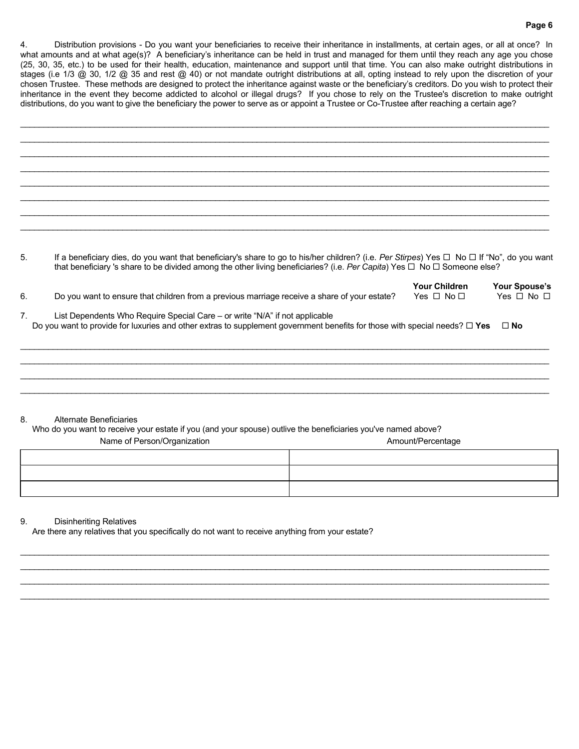4. Distribution provisions - Do you want your beneficiaries to receive their inheritance in installments, at certain ages, or all at once? In what amounts and at what age(s)? A beneficiary's inheritance can be held in trust and managed for them until they reach any age you chose (25, 30, 35, etc.) to be used for their health, education, maintenance and support until that time. You can also make outright distributions in stages (i.e 1/3 @ 30, 1/2 @ 35 and rest @ 40) or not mandate outright distributions at all, opting instead to rely upon the discretion of your chosen Trustee. These methods are designed to protect the inheritance against waste or the beneficiary's creditors. Do you wish to protect their inheritance in the event they become addicted to alcohol or illegal drugs? If you chose to rely on the Trustee's discretion to make outright distributions, do you want to give the beneficiary the power to serve as or appoint a Trustee or Co-Trustee after reaching a certain age?

______________________________________________________________________________________

______________________________________________________________________________________

______________________________________________________________________________________

______________________________________________________________________________________

______________________________________________________________________________________

______________________________________________________________________________________

______________________________________________________________________________________

______________________________________________________________________________________

5. If a beneficiary dies, do you want that beneficiary's share to go to his/her children? (i.e. *Per Stirpes*) Yes ☐ No ☐ If "No", do you want that beneficiary 's share to be divided among the other living beneficiaries? (i.e. *Per Capita*) Yes ☐ No ☐ Someone else?

| | **Your Children** | **Your Spouse's** |
|---|---|---|
| 6. Do you want to ensure that children from a previous marriage receive a share of your estate? | Yes ☐ No ☐ | Yes ☐ No ☐ |

7. List Dependents Who Require Special Care – or write "N/A" if not applicable
Do you want to provide for luxuries and other extras to supplement government benefits for those with special needs? ☐ **Yes** ☐ **No**

______________________________________________________________________________________

______________________________________________________________________________________

______________________________________________________________________________________

______________________________________________________________________________________

8. Alternate Beneficiaries
Who do you want to receive your estate if you (and your spouse) outlive the beneficiaries you've named above?

| Name of Person/Organization | Amount/Percentage |
|---|---|
| | |
| | |
| | |

9. Disinheriting Relatives
Are there any relatives that you specifically do not want to receive anything from your estate?

______________________________________________________________________________________

______________________________________________________________________________________

______________________________________________________________________________________

______________________________________________________________________________________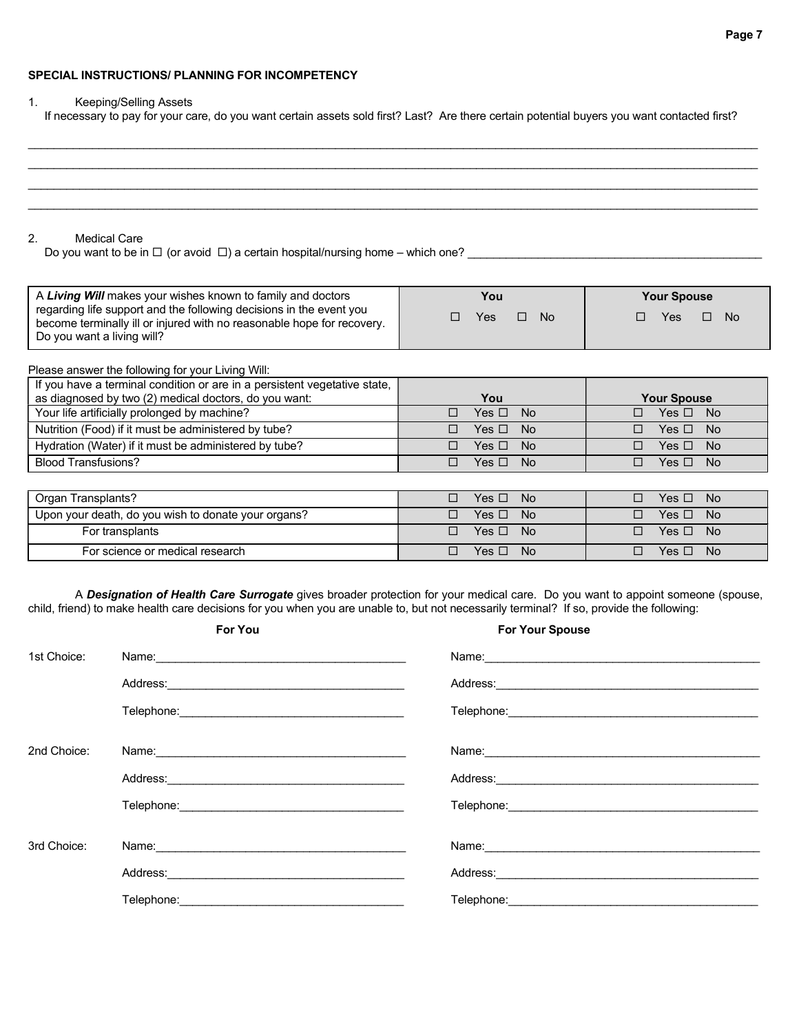**SPECIAL INSTRUCTIONS/ PLANNING FOR INCOMPETENCY**

1. Keeping/Selling Assets
   If necessary to pay for your care, do you want certain assets sold first? Last? Are there certain potential buyers you want contacted first?

______________________________________________________________________________________________________
______________________________________________________________________________________________________
______________________________________________________________________________________________________
______________________________________________________________________________________________________

2. Medical Care
   Do you want to be in ☐ (or avoid ☐) a certain hospital/nursing home – which one? ______________________________________________

| A ***Living Will*** makes your wishes known to family and doctors regarding life support and the following decisions in the event you become terminally ill or injured with no reasonable hope for recovery. Do you want a living will? | **You** ☐ Yes ☐ No | **Your Spouse** ☐ Yes ☐ No |
|---|---|---|

Please answer the following for your Living Will:

| If you have a terminal condition or are in a persistent vegetative state, as diagnosed by two (2) medical doctors, do you want: | **You** | **Your Spouse** |
|---|---|---|
| Your life artificially prolonged by machine? | ☐ Yes ☐ No | ☐ Yes ☐ No |
| Nutrition (Food) if it must be administered by tube? | ☐ Yes ☐ No | ☐ Yes ☐ No |
| Hydration (Water) if it must be administered by tube? | ☐ Yes ☐ No | ☐ Yes ☐ No |
| Blood Transfusions? | ☐ Yes ☐ No | ☐ Yes ☐ No |

| | | |
|---|---|---|
| Organ Transplants? | ☐ Yes ☐ No | ☐ Yes ☐ No |
| Upon your death, do you wish to donate your organs? | ☐ Yes ☐ No | ☐ Yes ☐ No |
| For transplants | ☐ Yes ☐ No | ☐ Yes ☐ No |
| For science or medical research | ☐ Yes ☐ No | ☐ Yes ☐ No |

A ***Designation of Health Care Surrogate*** gives broader protection for your medical care. Do you want to appoint someone (spouse, child, friend) to make health care decisions for you when you are unable to, but not necessarily terminal? If so, provide the following:

| | **For You** | **For Your Spouse** |
|---|---|---|
| 1st Choice: | Name:______________________ | Name:______________________ |
| | Address:____________________ | Address:____________________ |
| | Telephone:__________________ | Telephone:__________________ |
| 2nd Choice: | Name:______________________ | Name:______________________ |
| | Address:____________________ | Address:____________________ |
| | Telephone:__________________ | Telephone:__________________ |
| 3rd Choice: | Name:______________________ | Name:______________________ |
| | Address:____________________ | Address:____________________ |
| | Telephone:__________________ | Telephone:__________________ |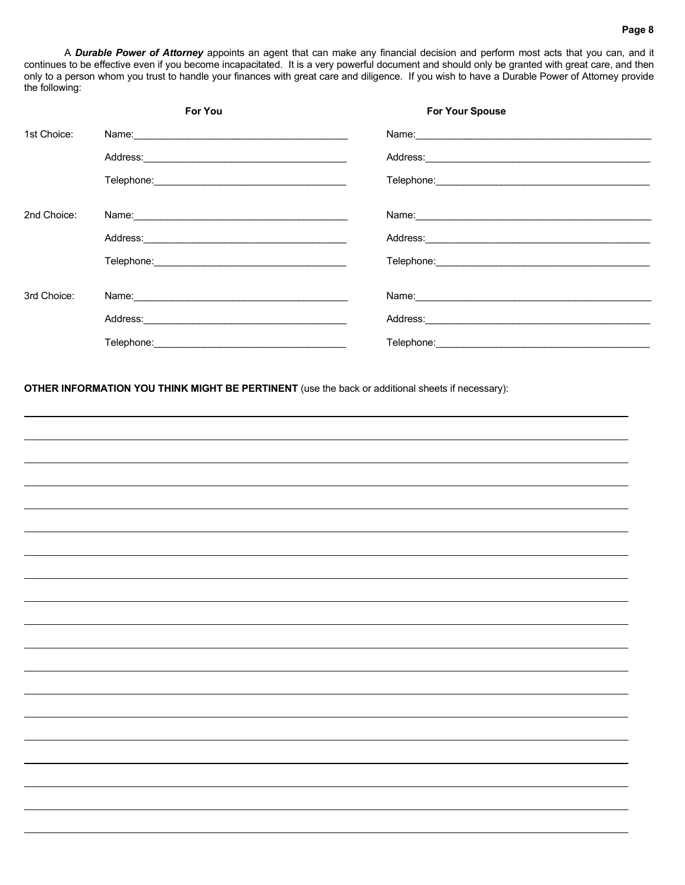A ***Durable Power of Attorney*** appoints an agent that can make any financial decision and perform most acts that you can, and it continues to be effective even if you become incapacitated. It is a very powerful document and should only be granted with great care, and then only to a person whom you trust to handle your finances with great care and diligence. If you wish to have a Durable Power of Attorney provide the following:

| | For You | For Your Spouse |
|---|---|---|
| 1st Choice: | Name:________________________ | Name:________________________ |
| | Address:______________________ | Address:______________________ |
| | Telephone:____________________ | Telephone:____________________ |
| 2nd Choice: | Name:________________________ | Name:________________________ |
| | Address:______________________ | Address:______________________ |
| | Telephone:____________________ | Telephone:____________________ |
| 3rd Choice: | Name:________________________ | Name:________________________ |
| | Address:______________________ | Address:______________________ |
| | Telephone:____________________ | Telephone:____________________ |

**OTHER INFORMATION YOU THINK MIGHT BE PERTINENT** (use the back or additional sheets if necessary):

______________________________________________________________________________

______________________________________________________________________________

______________________________________________________________________________

______________________________________________________________________________

______________________________________________________________________________

______________________________________________________________________________

______________________________________________________________________________

______________________________________________________________________________

______________________________________________________________________________

______________________________________________________________________________

______________________________________________________________________________

______________________________________________________________________________

______________________________________________________________________________

______________________________________________________________________________

______________________________________________________________________________

______________________________________________________________________________

______________________________________________________________________________

______________________________________________________________________________